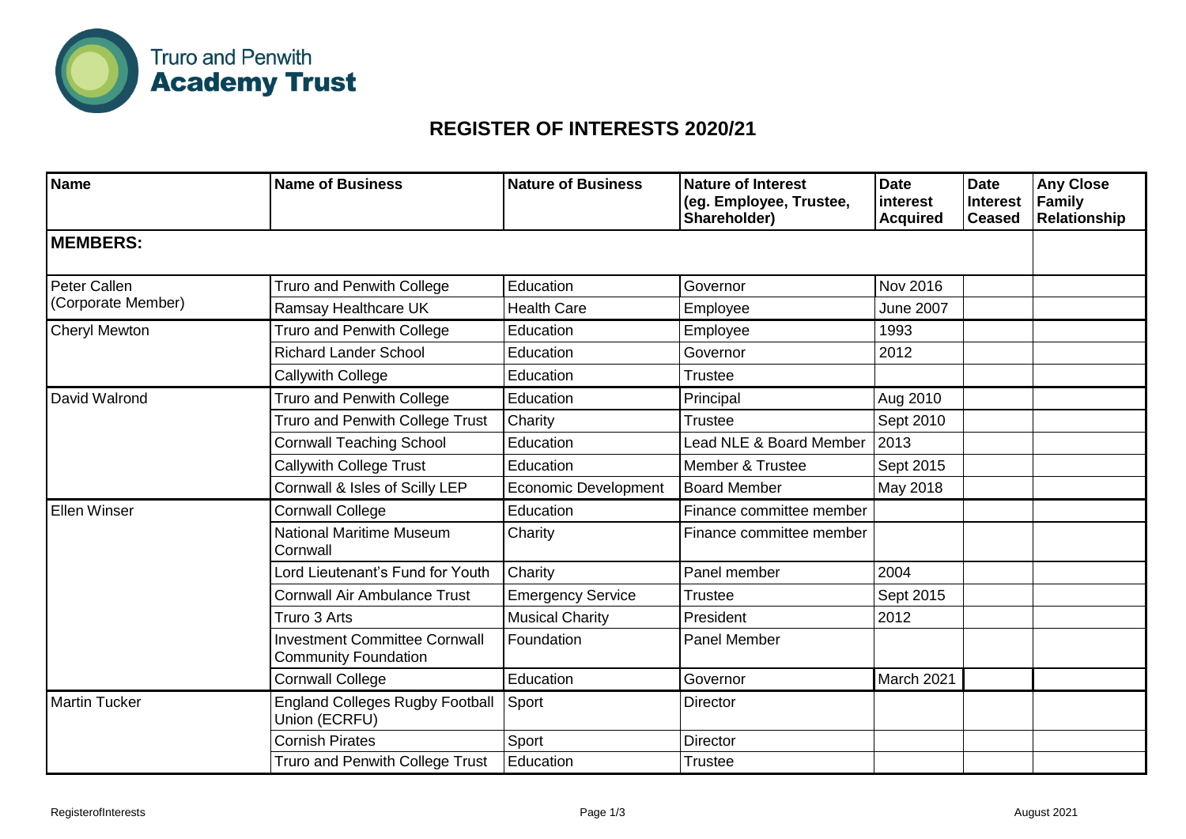Truro and Penwith **Academy Trust**

## REGISTER OF INTERESTS 2020/21

| Name | Name of Business | Nature of Business | Nature of Interest (eg. Employee, Trustee, Shareholder) | Date interest Acquired | Date Interest Ceased | Any Close Family Relationship |
|---|---|---|---|---|---|---|
| **MEMBERS:** | | | | | | |
| Peter Callen (Corporate Member) | Truro and Penwith College | Education | Governor | Nov 2016 | | |
| | Ramsay Healthcare UK | Health Care | Employee | June 2007 | | |
| Cheryl Mewton | Truro and Penwith College | Education | Employee | 1993 | | |
| | Richard Lander School | Education | Governor | 2012 | | |
| | Callywith College | Education | Trustee | | | |
| David Walrond | Truro and Penwith College | Education | Principal | Aug 2010 | | |
| | Truro and Penwith College Trust | Charity | Trustee | Sept 2010 | | |
| | Cornwall Teaching School | Education | Lead NLE & Board Member | 2013 | | |
| | Callywith College Trust | Education | Member & Trustee | Sept 2015 | | |
| | Cornwall & Isles of Scilly LEP | Economic Development | Board Member | May 2018 | | |
| Ellen Winser | Cornwall College | Education | Finance committee member | | | |
| | National Maritime Museum Cornwall | Charity | Finance committee member | | | |
| | Lord Lieutenant's Fund for Youth | Charity | Panel member | 2004 | | |
| | Cornwall Air Ambulance Trust | Emergency Service | Trustee | Sept 2015 | | |
| | Truro 3 Arts | Musical Charity | President | 2012 | | |
| | Investment Committee Cornwall Community Foundation | Foundation | Panel Member | | | |
| | Cornwall College | Education | Governor | March 2021 | | |
| Martin Tucker | England Colleges Rugby Football Union (ECRFU) | Sport | Director | | | |
| | Cornish Pirates | Sport | Director | | | |
| | Truro and Penwith College Trust | Education | Trustee | | | |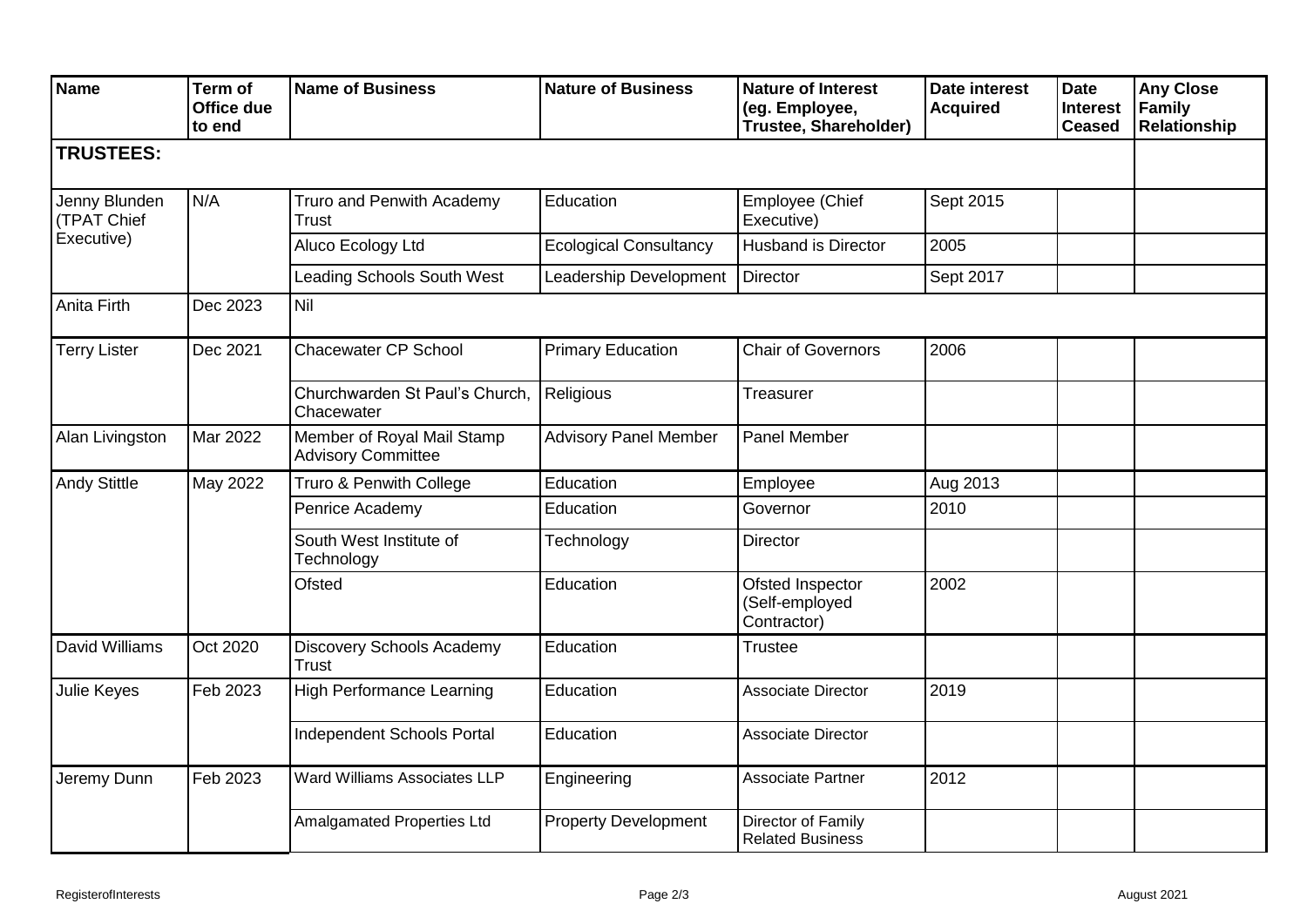| Name | Term of Office due to end | Name of Business | Nature of Business | Nature of Interest (eg. Employee, Trustee, Shareholder) | Date interest Acquired | Date Interest Ceased | Any Close Family Relationship |
|---|---|---|---|---|---|---|---|
| **TRUSTEES:** | | | | | | | |
| Jenny Blunden (TPAT Chief Executive) | N/A | Truro and Penwith Academy Trust | Education | Employee (Chief Executive) | Sept 2015 | | |
| | | Aluco Ecology Ltd | Ecological Consultancy | Husband is Director | 2005 | | |
| | | Leading Schools South West | Leadership Development | Director | Sept 2017 | | |
| Anita Firth | Dec 2023 | Nil | | | | | |
| Terry Lister | Dec 2021 | Chacewater CP School | Primary Education | Chair of Governors | 2006 | | |
| | | Churchwarden St Paul's Church, Chacewater | Religious | Treasurer | | | |
| Alan Livingston | Mar 2022 | Member of Royal Mail Stamp Advisory Committee | Advisory Panel Member | Panel Member | | | |
| Andy Stittle | May 2022 | Truro & Penwith College | Education | Employee | Aug 2013 | | |
| | | Penrice Academy | Education | Governor | 2010 | | |
| | | South West Institute of Technology | Technology | Director | | | |
| | | Ofsted | Education | Ofsted Inspector (Self-employed Contractor) | 2002 | | |
| David Williams | Oct 2020 | Discovery Schools Academy Trust | Education | Trustee | | | |
| Julie Keyes | Feb 2023 | High Performance Learning | Education | Associate Director | 2019 | | |
| | | Independent Schools Portal | Education | Associate Director | | | |
| Jeremy Dunn | Feb 2023 | Ward Williams Associates LLP | Engineering | Associate Partner | 2012 | | |
| | | Amalgamated Properties Ltd | Property Development | Director of Family Related Business | | | |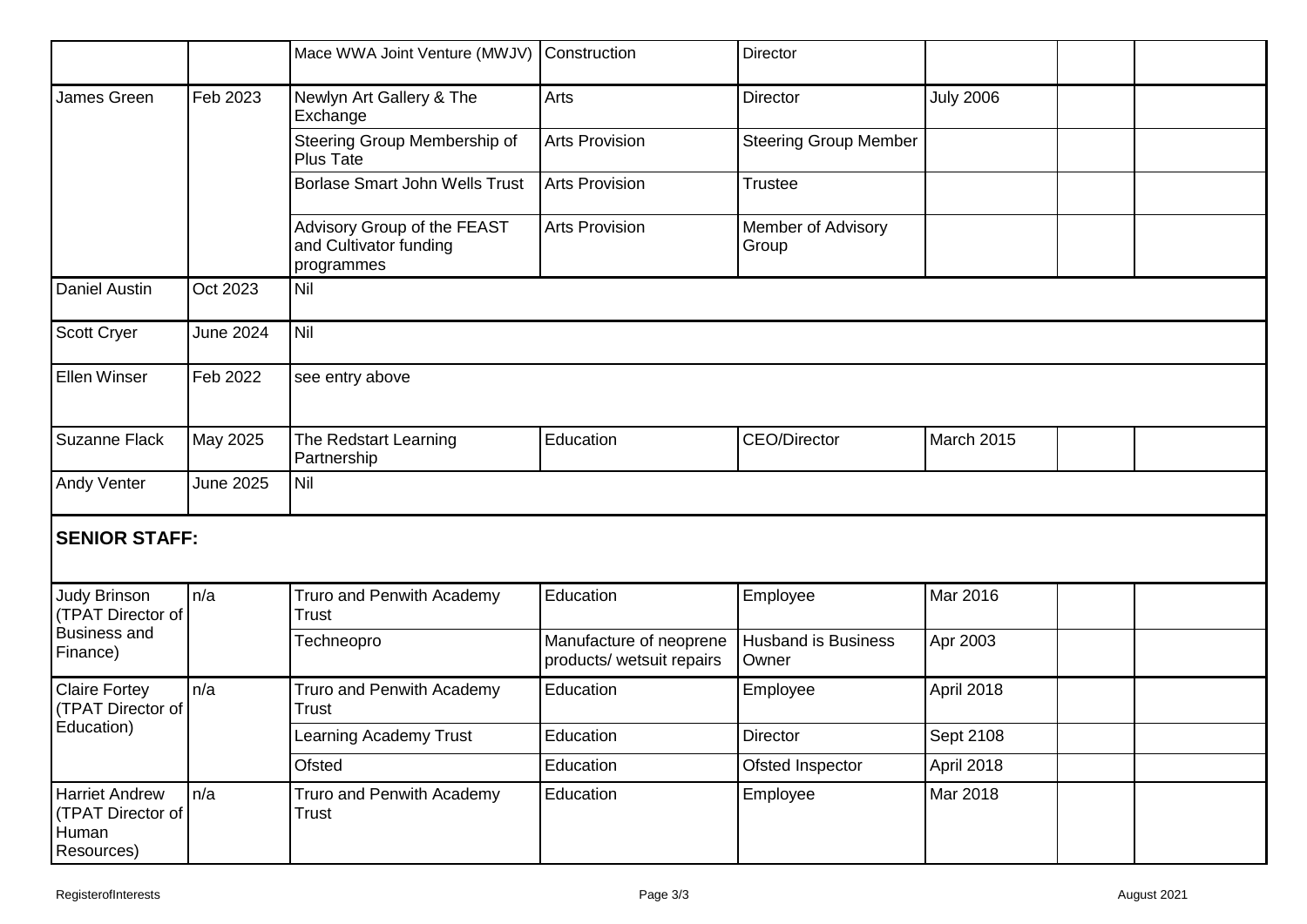| | | | | | | | |
|---|---|---|---|---|---|---|---|
| | | Mace WWA Joint Venture (MWJV) | Construction | Director | | | |
| James Green | Feb 2023 | Newlyn Art Gallery & The Exchange | Arts | Director | July 2006 | | |
| | | Steering Group Membership of Plus Tate | Arts Provision | Steering Group Member | | | |
| | | Borlase Smart John Wells Trust | Arts Provision | Trustee | | | |
| | | Advisory Group of the FEAST and Cultivator funding programmes | Arts Provision | Member of Advisory Group | | | |
| Daniel Austin | Oct 2023 | Nil | | | | | |
| Scott Cryer | June 2024 | Nil | | | | | |
| Ellen Winser | Feb 2022 | see entry above | | | | | |
| Suzanne Flack | May 2025 | The Redstart Learning Partnership | Education | CEO/Director | March 2015 | | |
| Andy Venter | June 2025 | Nil | | | | | |
| **SENIOR STAFF:** | | | | | | | |
| Judy Brinson (TPAT Director of Business and Finance) | n/a | Truro and Penwith Academy Trust | Education | Employee | Mar 2016 | | |
| | | Techneopro | Manufacture of neoprene products/ wetsuit repairs | Husband is Business Owner | Apr 2003 | | |
| Claire Fortey (TPAT Director of Education) | n/a | Truro and Penwith Academy Trust | Education | Employee | April 2018 | | |
| | | Learning Academy Trust | Education | Director | Sept 2108 | | |
| | | Ofsted | Education | Ofsted Inspector | April 2018 | | |
| Harriet Andrew (TPAT Director of Human Resources) | n/a | Truro and Penwith Academy Trust | Education | Employee | Mar 2018 | | |

RegisterofInterests

August 2021